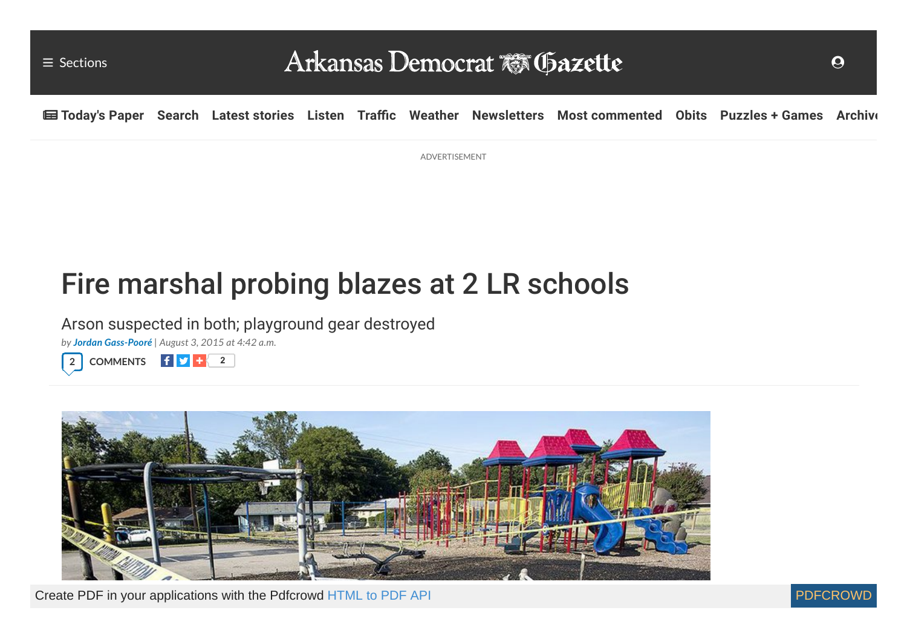# Fire marshal probing blazes at 2 LR schools

Arson suspected in both; playground gear destroyed

*by **Jordan Gass-Pooré** | August 3, 2015 at 4:42 a.m.*

2 COMMENTS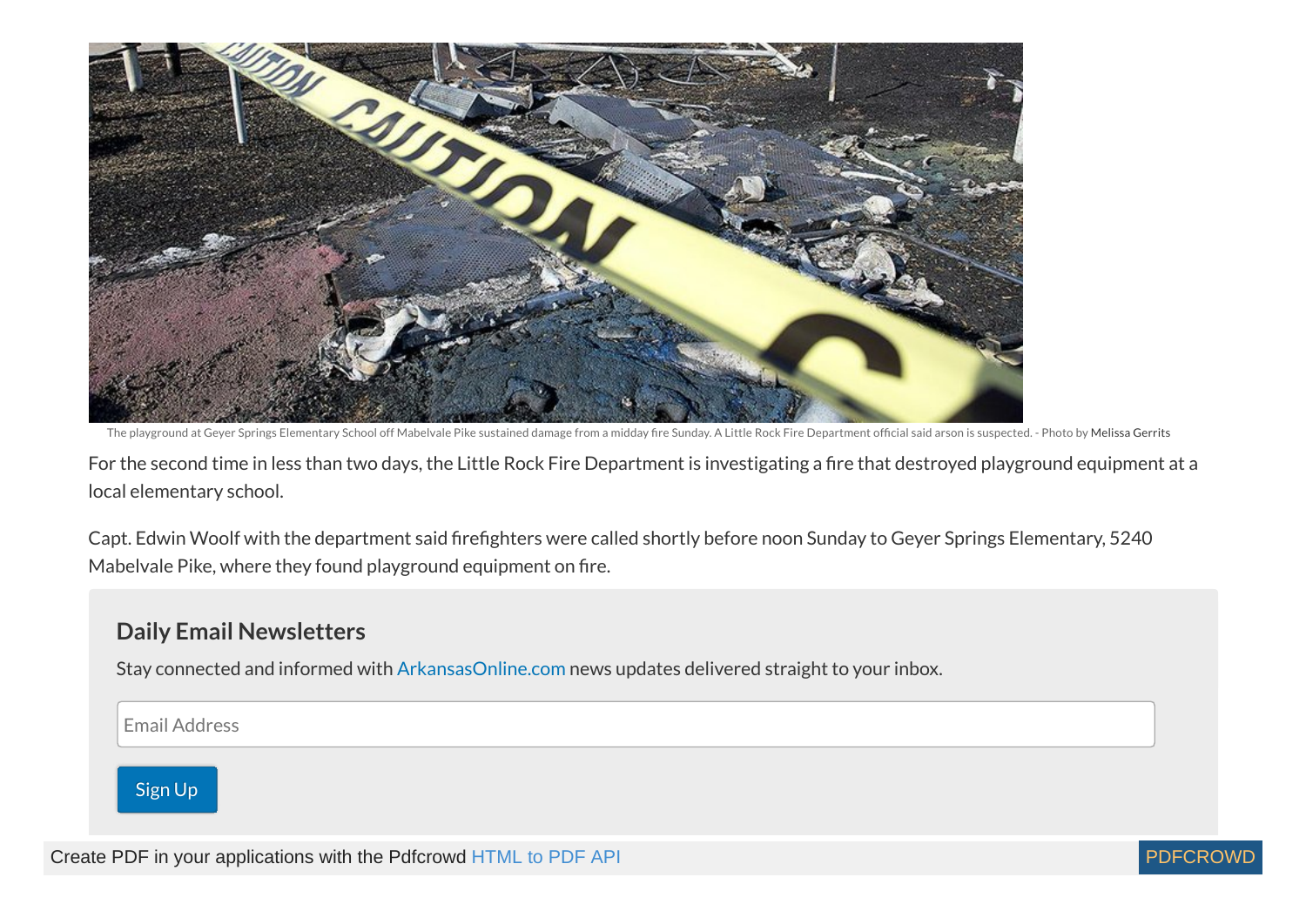The playground at Geyer Springs Elementary School off Mabelvale Pike sustained damage from a midday fire Sunday. A Little Rock Fire Department official said arson is suspected. - Photo by Melissa Gerrits

For the second time in less than two days, the Little Rock Fire Department is investigating a fire that destroyed playground equipment at a local elementary school.

Capt. Edwin Woolf with the department said firefighters were called shortly before noon Sunday to Geyer Springs Elementary, 5240 Mabelvale Pike, where they found playground equipment on fire.

### Daily Email Newsletters

Stay connected and informed with ArkansasOnline.com news updates delivered straight to your inbox.

Email Address

Sign Up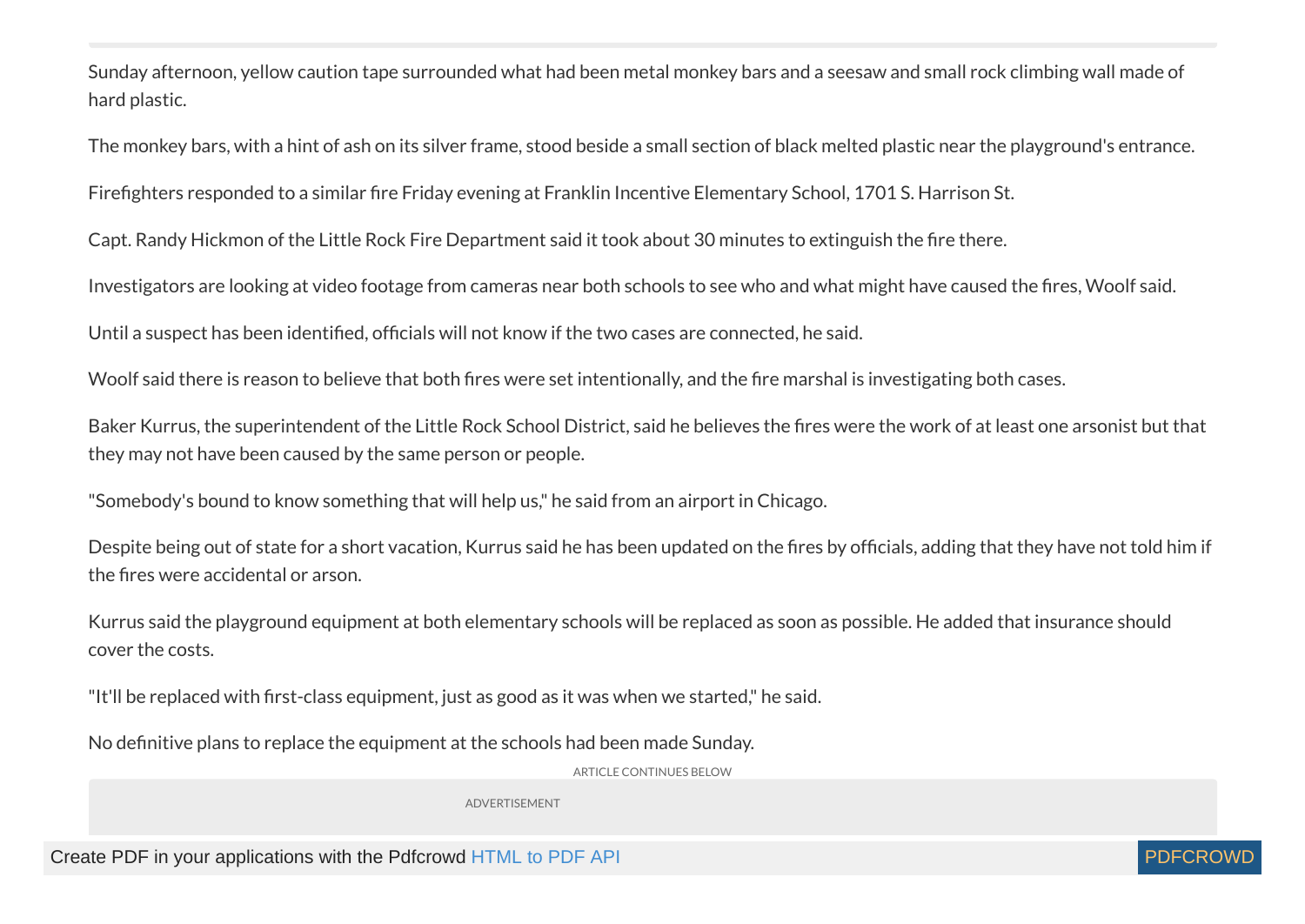Sunday afternoon, yellow caution tape surrounded what had been metal monkey bars and a seesaw and small rock climbing wall made of hard plastic.

The monkey bars, with a hint of ash on its silver frame, stood beside a small section of black melted plastic near the playground's entrance.

Firefighters responded to a similar fire Friday evening at Franklin Incentive Elementary School, 1701 S. Harrison St.

Capt. Randy Hickmon of the Little Rock Fire Department said it took about 30 minutes to extinguish the fire there.

Investigators are looking at video footage from cameras near both schools to see who and what might have caused the fires, Woolf said.

Until a suspect has been identified, officials will not know if the two cases are connected, he said.

Woolf said there is reason to believe that both fires were set intentionally, and the fire marshal is investigating both cases.

Baker Kurrus, the superintendent of the Little Rock School District, said he believes the fires were the work of at least one arsonist but that they may not have been caused by the same person or people.

"Somebody's bound to know something that will help us," he said from an airport in Chicago.

Despite being out of state for a short vacation, Kurrus said he has been updated on the fires by officials, adding that they have not told him if the fires were accidental or arson.

Kurrus said the playground equipment at both elementary schools will be replaced as soon as possible. He added that insurance should cover the costs.

"It'll be replaced with first-class equipment, just as good as it was when we started," he said.

No definitive plans to replace the equipment at the schools had been made Sunday.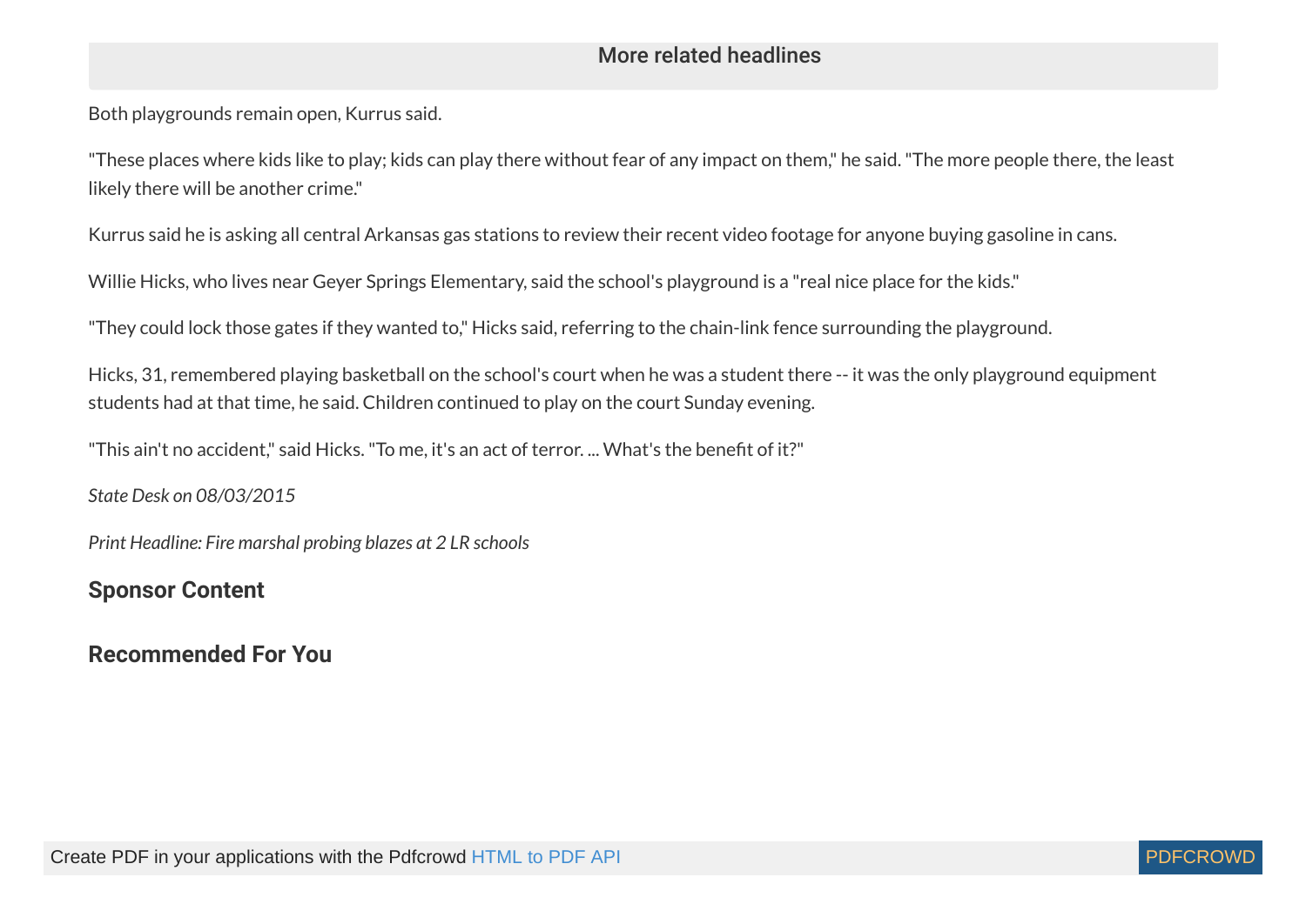More related headlines

Both playgrounds remain open, Kurrus said.

"These places where kids like to play; kids can play there without fear of any impact on them," he said. "The more people there, the least likely there will be another crime."

Kurrus said he is asking all central Arkansas gas stations to review their recent video footage for anyone buying gasoline in cans.

Willie Hicks, who lives near Geyer Springs Elementary, said the school's playground is a "real nice place for the kids."

"They could lock those gates if they wanted to," Hicks said, referring to the chain-link fence surrounding the playground.

Hicks, 31, remembered playing basketball on the school's court when he was a student there -- it was the only playground equipment students had at that time, he said. Children continued to play on the court Sunday evening.

"This ain't no accident," said Hicks. "To me, it's an act of terror. ... What's the benefit of it?"

*State Desk on 08/03/2015*

*Print Headline: Fire marshal probing blazes at 2 LR schools*

## Sponsor Content

## Recommended For You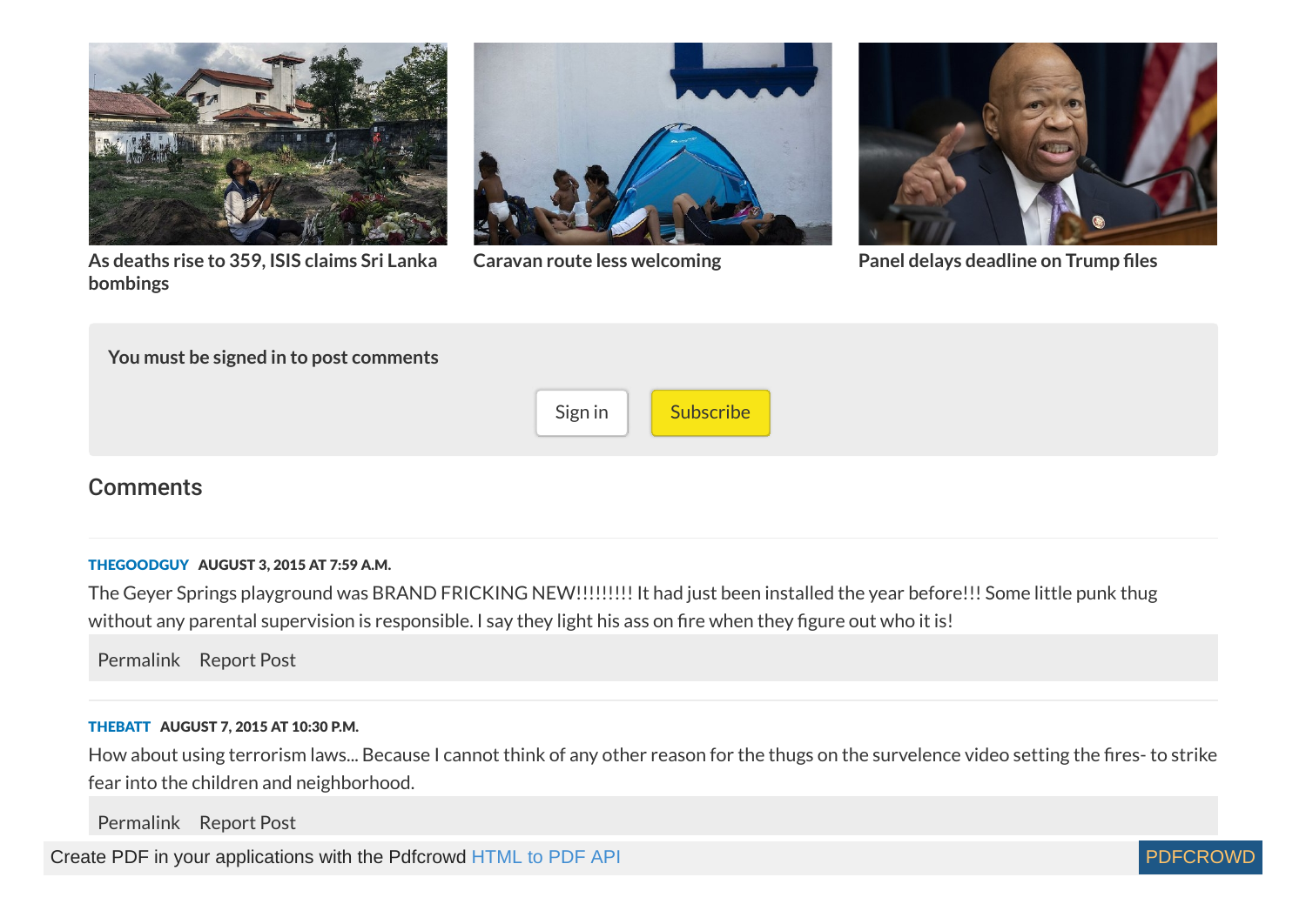As deaths rise to 359, ISIS claims Sri Lanka bombings

Caravan route less welcoming

Panel delays deadline on Trump files

You must be signed in to post comments

Sign in Subscribe

## Comments

**THEGOODGUY** **AUGUST 3, 2015 AT 7:59 A.M.**

The Geyer Springs playground was BRAND FRICKING NEW!!!!!!!!! It had just been installed the year before!!! Some little punk thug without any parental supervision is responsible. I say they light his ass on fire when they figure out who it is!

Permalink Report Post

**THEBATT** **AUGUST 7, 2015 AT 10:30 P.M.**

How about using terrorism laws... Because I cannot think of any other reason for the thugs on the survelence video setting the fires- to strike fear into the children and neighborhood.

Permalink Report Post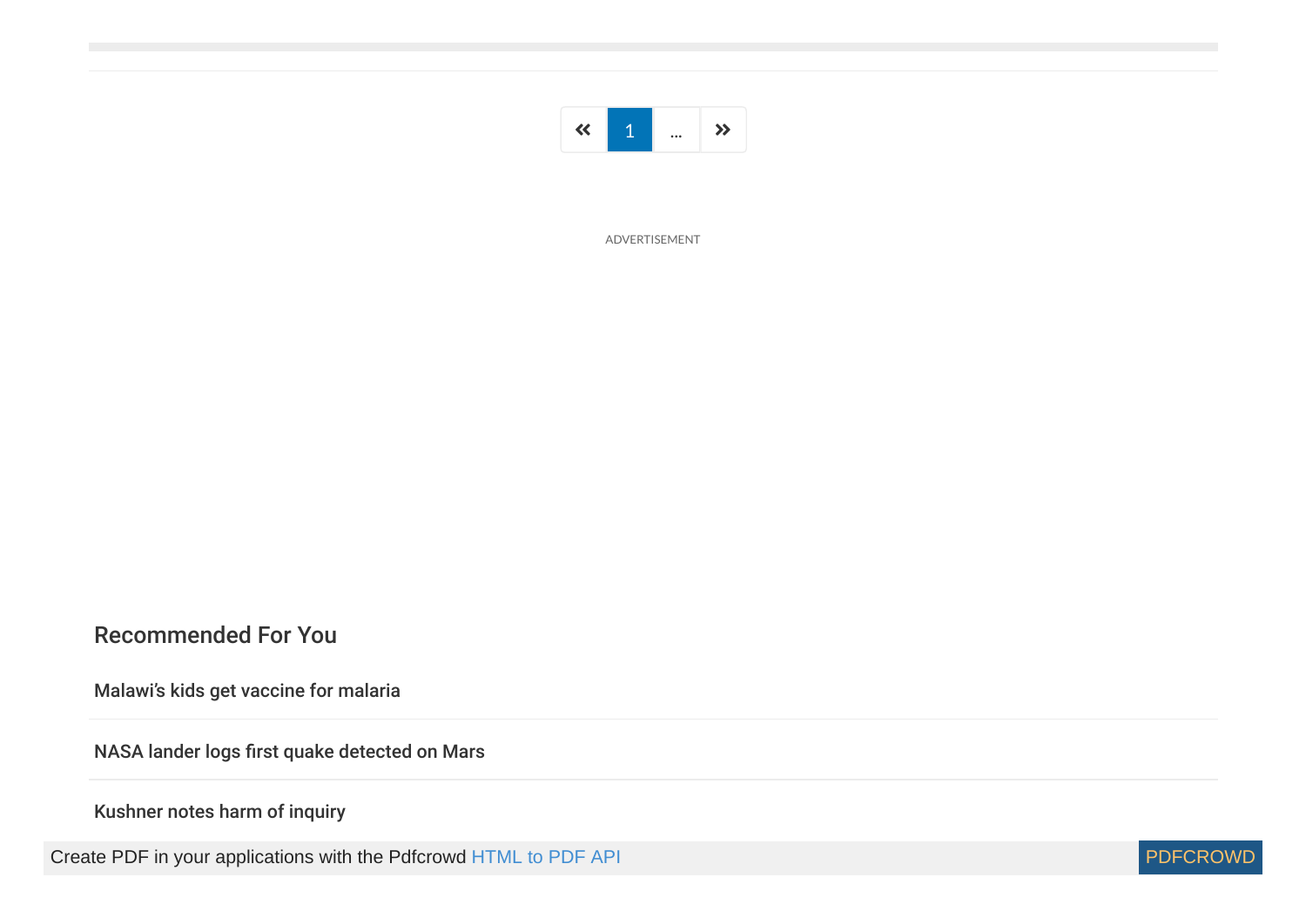« 1 ... »

ADVERTISEMENT

## Recommended For You

**Malawi's kids get vaccine for malaria**

**NASA lander logs first quake detected on Mars**

**Kushner notes harm of inquiry**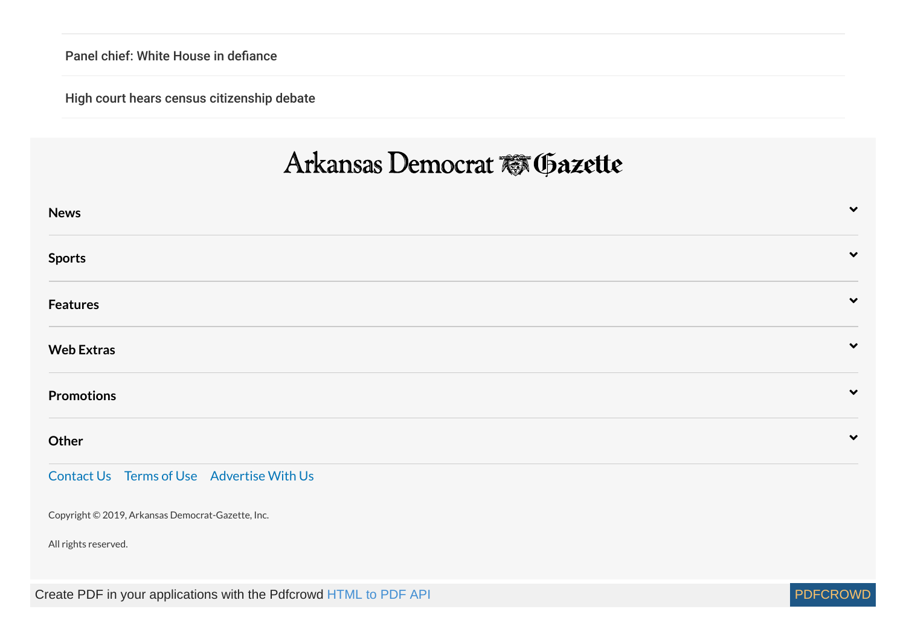Panel chief: White House in defiance

High court hears census citizenship debate

Arkansas Democrat Gazette

**News**

**Sports**

**Features**

**Web Extras**

**Promotions**

**Other**

Contact Us   Terms of Use   Advertise With Us

Copyright © 2019, Arkansas Democrat-Gazette, Inc.

All rights reserved.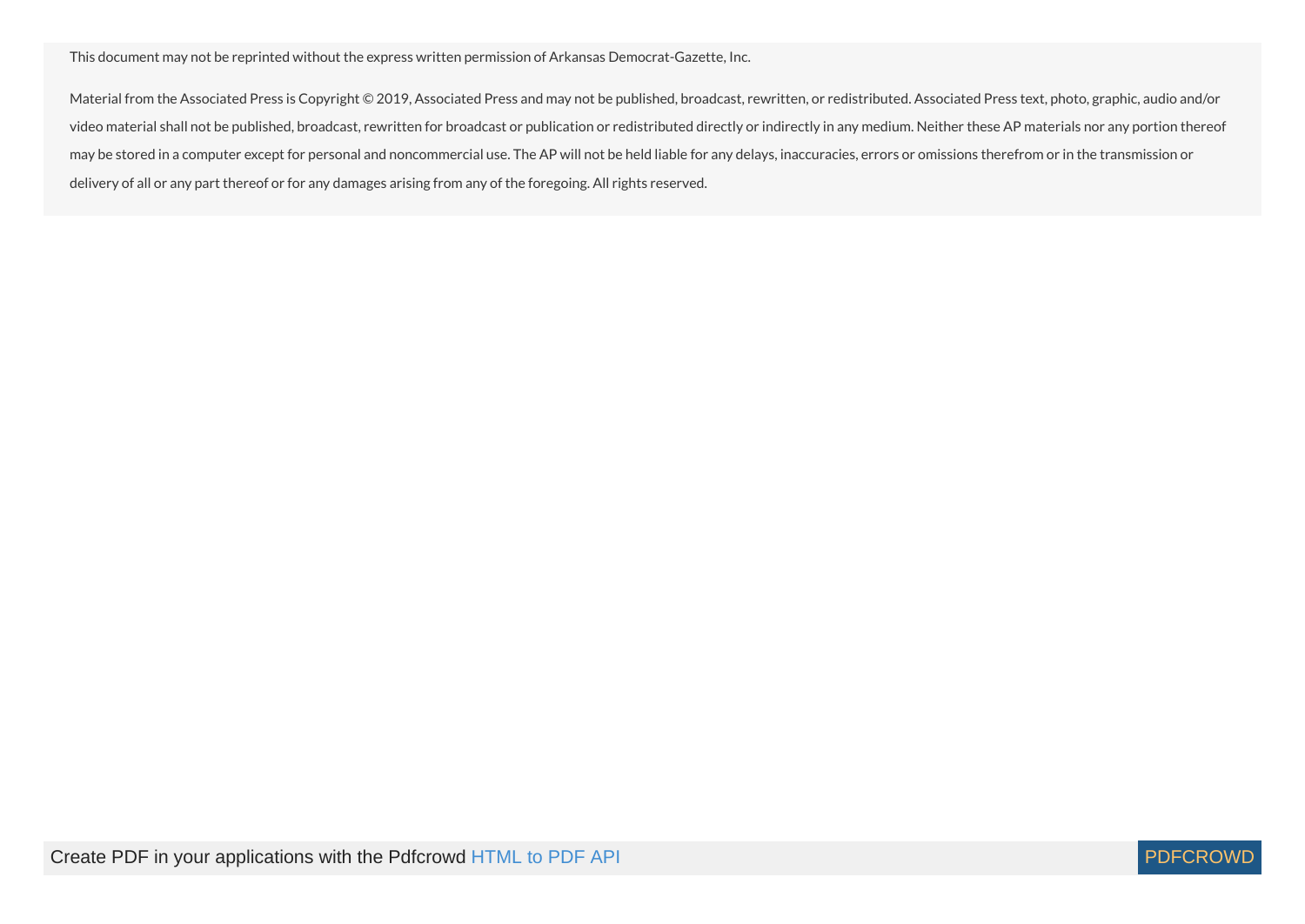This document may not be reprinted without the express written permission of Arkansas Democrat-Gazette, Inc.

Material from the Associated Press is Copyright © 2019, Associated Press and may not be published, broadcast, rewritten, or redistributed. Associated Press text, photo, graphic, audio and/or video material shall not be published, broadcast, rewritten for broadcast or publication or redistributed directly or indirectly in any medium. Neither these AP materials nor any portion thereof may be stored in a computer except for personal and noncommercial use. The AP will not be held liable for any delays, inaccuracies, errors or omissions therefrom or in the transmission or delivery of all or any part thereof or for any damages arising from any of the foregoing. All rights reserved.